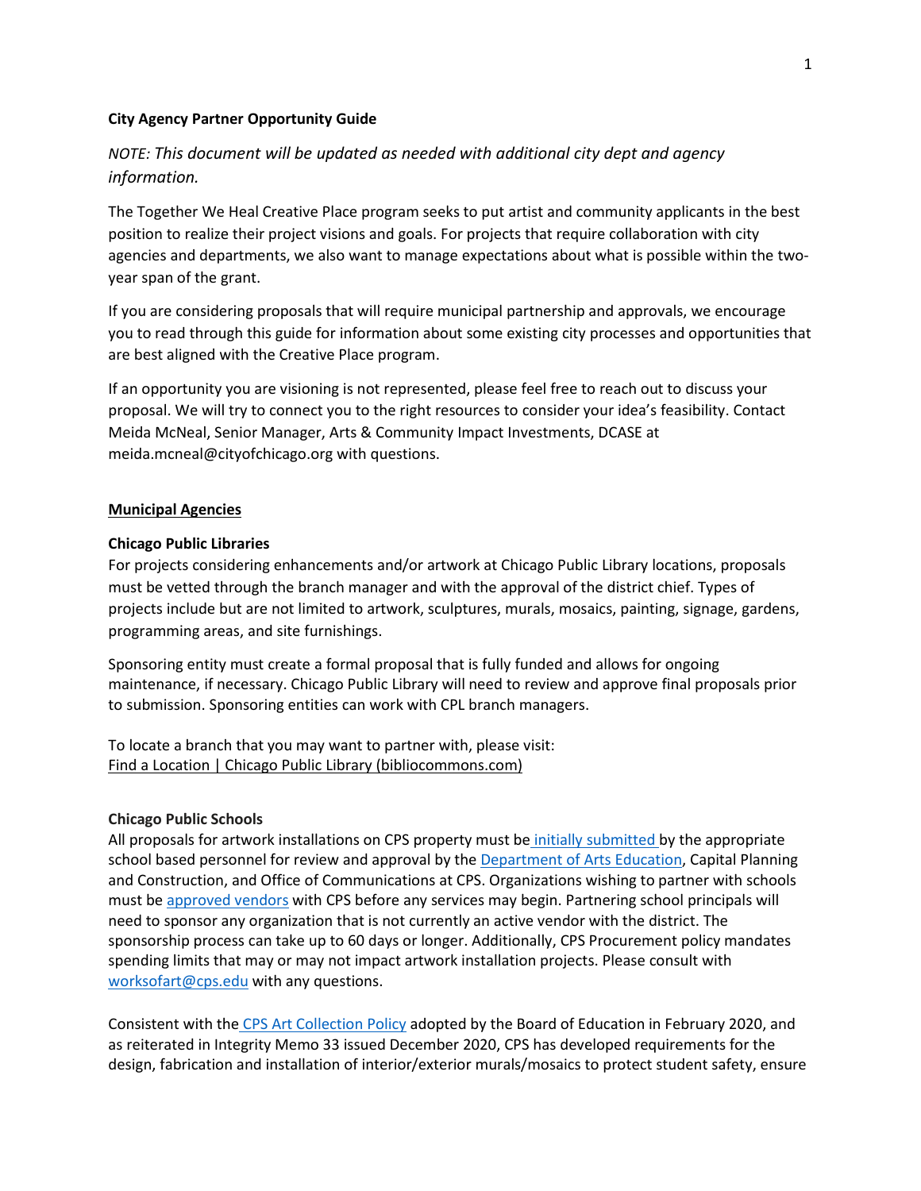**City Agency Partner Opportunity Guide**

*NOTE: This document will be updated as needed with additional city dept and agency information.*

The Together We Heal Creative Place program seeks to put artist and community applicants in the best position to realize their project visions and goals. For projects that require collaboration with city agencies and departments, we also want to manage expectations about what is possible within the two-year span of the grant.

If you are considering proposals that will require municipal partnership and approvals, we encourage you to read through this guide for information about some existing city processes and opportunities that are best aligned with the Creative Place program.

If an opportunity you are visioning is not represented, please feel free to reach out to discuss your proposal. We will try to connect you to the right resources to consider your idea's feasibility. Contact Meida McNeal, Senior Manager, Arts & Community Impact Investments, DCASE at meida.mcneal@cityofchicago.org with questions.

## Municipal Agencies

### Chicago Public Libraries

For projects considering enhancements and/or artwork at Chicago Public Library locations, proposals must be vetted through the branch manager and with the approval of the district chief. Types of projects include but are not limited to artwork, sculptures, murals, mosaics, painting, signage, gardens, programming areas, and site furnishings.

Sponsoring entity must create a formal proposal that is fully funded and allows for ongoing maintenance, if necessary. Chicago Public Library will need to review and approve final proposals prior to submission. Sponsoring entities can work with CPL branch managers.

To locate a branch that you may want to partner with, please visit:
Find a Location | Chicago Public Library (bibliocommons.com)

### Chicago Public Schools

All proposals for artwork installations on CPS property must be initially submitted by the appropriate school based personnel for review and approval by the Department of Arts Education, Capital Planning and Construction, and Office of Communications at CPS. Organizations wishing to partner with schools must be approved vendors with CPS before any services may begin. Partnering school principals will need to sponsor any organization that is not currently an active vendor with the district. The sponsorship process can take up to 60 days or longer. Additionally, CPS Procurement policy mandates spending limits that may or may not impact artwork installation projects. Please consult with worksofart@cps.edu with any questions.

Consistent with the CPS Art Collection Policy adopted by the Board of Education in February 2020, and as reiterated in Integrity Memo 33 issued December 2020, CPS has developed requirements for the design, fabrication and installation of interior/exterior murals/mosaics to protect student safety, ensure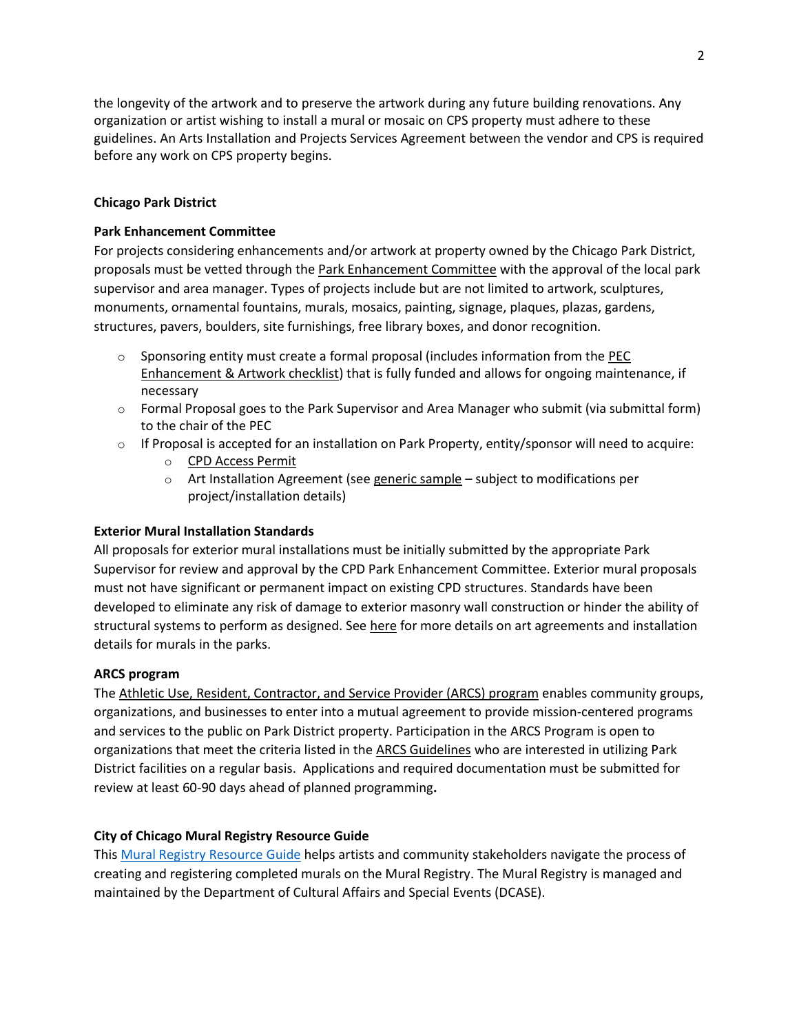the longevity of the artwork and to preserve the artwork during any future building renovations. Any organization or artist wishing to install a mural or mosaic on CPS property must adhere to these guidelines. An Arts Installation and Projects Services Agreement between the vendor and CPS is required before any work on CPS property begins.

**Chicago Park District**

**Park Enhancement Committee**

For projects considering enhancements and/or artwork at property owned by the Chicago Park District, proposals must be vetted through the Park Enhancement Committee with the approval of the local park supervisor and area manager. Types of projects include but are not limited to artwork, sculptures, monuments, ornamental fountains, murals, mosaics, painting, signage, plaques, plazas, gardens, structures, pavers, boulders, site furnishings, free library boxes, and donor recognition.

- Sponsoring entity must create a formal proposal (includes information from the PEC Enhancement & Artwork checklist) that is fully funded and allows for ongoing maintenance, if necessary
- Formal Proposal goes to the Park Supervisor and Area Manager who submit (via submittal form) to the chair of the PEC
- If Proposal is accepted for an installation on Park Property, entity/sponsor will need to acquire:
  - CPD Access Permit
  - Art Installation Agreement (see generic sample – subject to modifications per project/installation details)

**Exterior Mural Installation Standards**

All proposals for exterior mural installations must be initially submitted by the appropriate Park Supervisor for review and approval by the CPD Park Enhancement Committee. Exterior mural proposals must not have significant or permanent impact on existing CPD structures. Standards have been developed to eliminate any risk of damage to exterior masonry wall construction or hinder the ability of structural systems to perform as designed. See here for more details on art agreements and installation details for murals in the parks.

**ARCS program**

The Athletic Use, Resident, Contractor, and Service Provider (ARCS) program enables community groups, organizations, and businesses to enter into a mutual agreement to provide mission-centered programs and services to the public on Park District property. Participation in the ARCS Program is open to organizations that meet the criteria listed in the ARCS Guidelines who are interested in utilizing Park District facilities on a regular basis. Applications and required documentation must be submitted for review at least 60-90 days ahead of planned programming.

**City of Chicago Mural Registry Resource Guide**

This Mural Registry Resource Guide helps artists and community stakeholders navigate the process of creating and registering completed murals on the Mural Registry. The Mural Registry is managed and maintained by the Department of Cultural Affairs and Special Events (DCASE).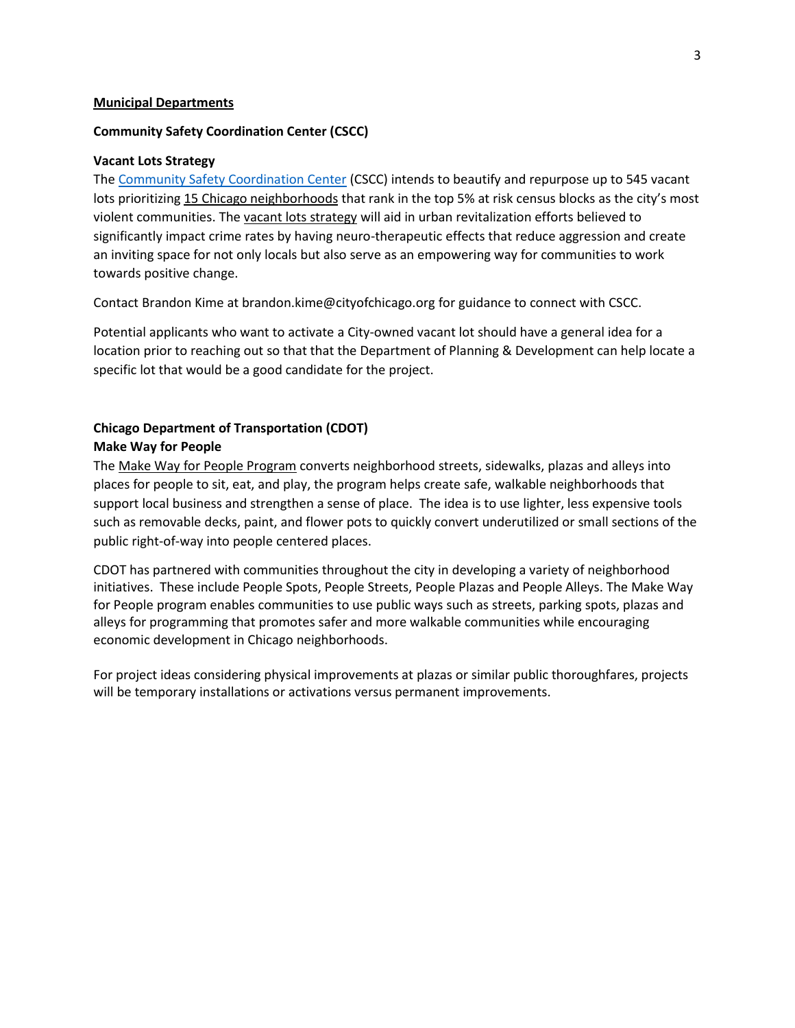## Municipal Departments

### Community Safety Coordination Center (CSCC)

**Vacant Lots Strategy**

The Community Safety Coordination Center (CSCC) intends to beautify and repurpose up to 545 vacant lots prioritizing 15 Chicago neighborhoods that rank in the top 5% at risk census blocks as the city's most violent communities. The vacant lots strategy will aid in urban revitalization efforts believed to significantly impact crime rates by having neuro-therapeutic effects that reduce aggression and create an inviting space for not only locals but also serve as an empowering way for communities to work towards positive change.

Contact Brandon Kime at brandon.kime@cityofchicago.org for guidance to connect with CSCC.

Potential applicants who want to activate a City-owned vacant lot should have a general idea for a location prior to reaching out so that that the Department of Planning & Development can help locate a specific lot that would be a good candidate for the project.

### Chicago Department of Transportation (CDOT)

**Make Way for People**

The Make Way for People Program converts neighborhood streets, sidewalks, plazas and alleys into places for people to sit, eat, and play, the program helps create safe, walkable neighborhoods that support local business and strengthen a sense of place. The idea is to use lighter, less expensive tools such as removable decks, paint, and flower pots to quickly convert underutilized or small sections of the public right-of-way into people centered places.

CDOT has partnered with communities throughout the city in developing a variety of neighborhood initiatives. These include People Spots, People Streets, People Plazas and People Alleys. The Make Way for People program enables communities to use public ways such as streets, parking spots, plazas and alleys for programming that promotes safer and more walkable communities while encouraging economic development in Chicago neighborhoods.

For project ideas considering physical improvements at plazas or similar public thoroughfares, projects will be temporary installations or activations versus permanent improvements.